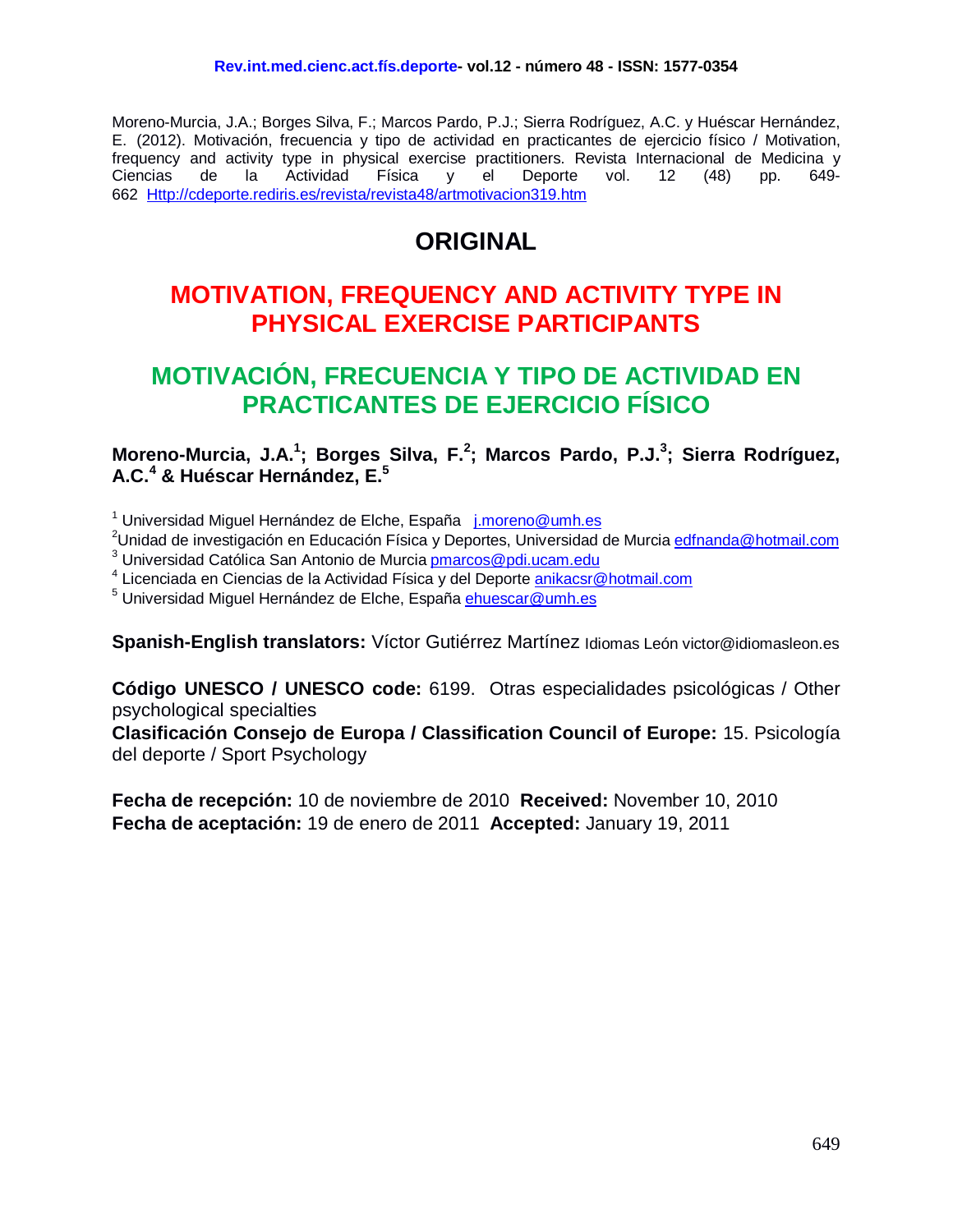Moreno-Murcia, J.A.; Borges Silva, F.; Marcos Pardo, P.J.; Sierra Rodríguez, A.C. y Huéscar Hernández, E. (2012). Motivación, frecuencia y tipo de actividad en practicantes de ejercicio físico / Motivation, frequency and activity type in physical exercise practitioners. Revista Internacional de Medicina y Ciencias de la Actividad Física y el Deporte vol. 12 (48) pp. 649-662 Http://cdeporte.rediris.es/revista/revista48/artmotivacion319.htm

## ORIGINAL

# MOTIVATION, FREQUENCY AND ACTIVITY TYPE IN PHYSICAL EXERCISE PARTICIPANTS

# MOTIVACIÓN, FRECUENCIA Y TIPO DE ACTIVIDAD EN PRACTICANTES DE EJERCICIO FÍSICO

**Moreno-Murcia, J.A.[1]; Borges Silva, F.[2]; Marcos Pardo, P.J.[3]; Sierra Rodríguez, A.C.[4] & Huéscar Hernández, E.[5]**

[1] Universidad Miguel Hernández de Elche, España j.moreno@umh.es
[2] Unidad de investigación en Educación Física y Deportes, Universidad de Murcia edfnanda@hotmail.com
[3] Universidad Católica San Antonio de Murcia pmarcos@pdi.ucam.edu
[4] Licenciada en Ciencias de la Actividad Física y del Deporte anikacsr@hotmail.com
[5] Universidad Miguel Hernández de Elche, España ehuescar@umh.es

**Spanish-English translators:** Víctor Gutiérrez Martínez Idiomas León victor@idiomasleon.es

**Código UNESCO / UNESCO code:** 6199. Otras especialidades psicológicas / Other psychological specialties
**Clasificación Consejo de Europa / Classification Council of Europe:** 15. Psicología del deporte / Sport Psychology

**Fecha de recepción:** 10 de noviembre de 2010 **Received:** November 10, 2010
**Fecha de aceptación:** 19 de enero de 2011 **Accepted:** January 19, 2011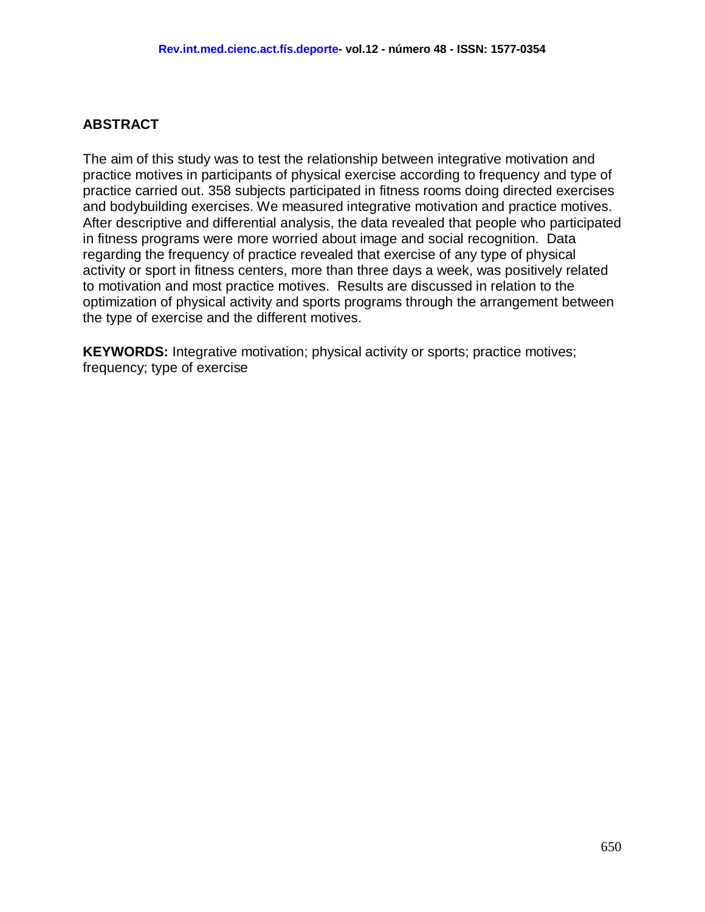## ABSTRACT

The aim of this study was to test the relationship between integrative motivation and practice motives in participants of physical exercise according to frequency and type of practice carried out. 358 subjects participated in fitness rooms doing directed exercises and bodybuilding exercises. We measured integrative motivation and practice motives. After descriptive and differential analysis, the data revealed that people who participated in fitness programs were more worried about image and social recognition. Data regarding the frequency of practice revealed that exercise of any type of physical activity or sport in fitness centers, more than three days a week, was positively related to motivation and most practice motives. Results are discussed in relation to the optimization of physical activity and sports programs through the arrangement between the type of exercise and the different motives.

**KEYWORDS:** Integrative motivation; physical activity or sports; practice motives; frequency; type of exercise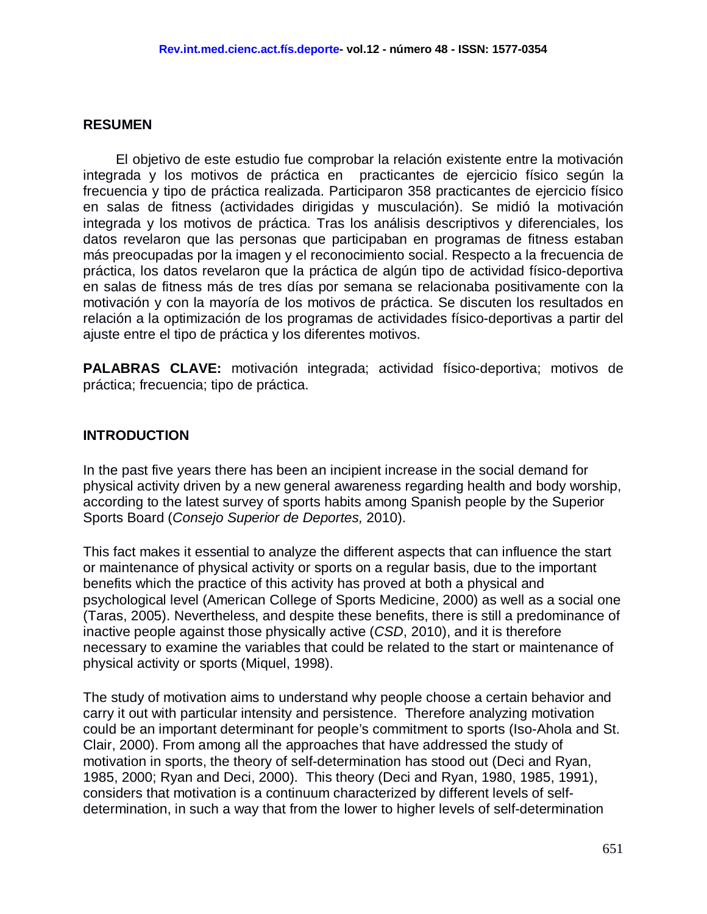## RESUMEN

El objetivo de este estudio fue comprobar la relación existente entre la motivación integrada y los motivos de práctica en practicantes de ejercicio físico según la frecuencia y tipo de práctica realizada. Participaron 358 practicantes de ejercicio físico en salas de fitness (actividades dirigidas y musculación). Se midió la motivación integrada y los motivos de práctica. Tras los análisis descriptivos y diferenciales, los datos revelaron que las personas que participaban en programas de fitness estaban más preocupadas por la imagen y el reconocimiento social. Respecto a la frecuencia de práctica, los datos revelaron que la práctica de algún tipo de actividad físico-deportiva en salas de fitness más de tres días por semana se relacionaba positivamente con la motivación y con la mayoría de los motivos de práctica. Se discuten los resultados en relación a la optimización de los programas de actividades físico-deportivas a partir del ajuste entre el tipo de práctica y los diferentes motivos.

**PALABRAS CLAVE:** motivación integrada; actividad físico-deportiva; motivos de práctica; frecuencia; tipo de práctica.

## INTRODUCTION

In the past five years there has been an incipient increase in the social demand for physical activity driven by a new general awareness regarding health and body worship, according to the latest survey of sports habits among Spanish people by the Superior Sports Board (*Consejo Superior de Deportes,* 2010).

This fact makes it essential to analyze the different aspects that can influence the start or maintenance of physical activity or sports on a regular basis, due to the important benefits which the practice of this activity has proved at both a physical and psychological level (American College of Sports Medicine, 2000) as well as a social one (Taras, 2005). Nevertheless, and despite these benefits, there is still a predominance of inactive people against those physically active (*CSD*, 2010), and it is therefore necessary to examine the variables that could be related to the start or maintenance of physical activity or sports (Miquel, 1998).

The study of motivation aims to understand why people choose a certain behavior and carry it out with particular intensity and persistence. Therefore analyzing motivation could be an important determinant for people's commitment to sports (Iso-Ahola and St. Clair, 2000). From among all the approaches that have addressed the study of motivation in sports, the theory of self-determination has stood out (Deci and Ryan, 1985, 2000; Ryan and Deci, 2000). This theory (Deci and Ryan, 1980, 1985, 1991), considers that motivation is a continuum characterized by different levels of self-determination, in such a way that from the lower to higher levels of self-determination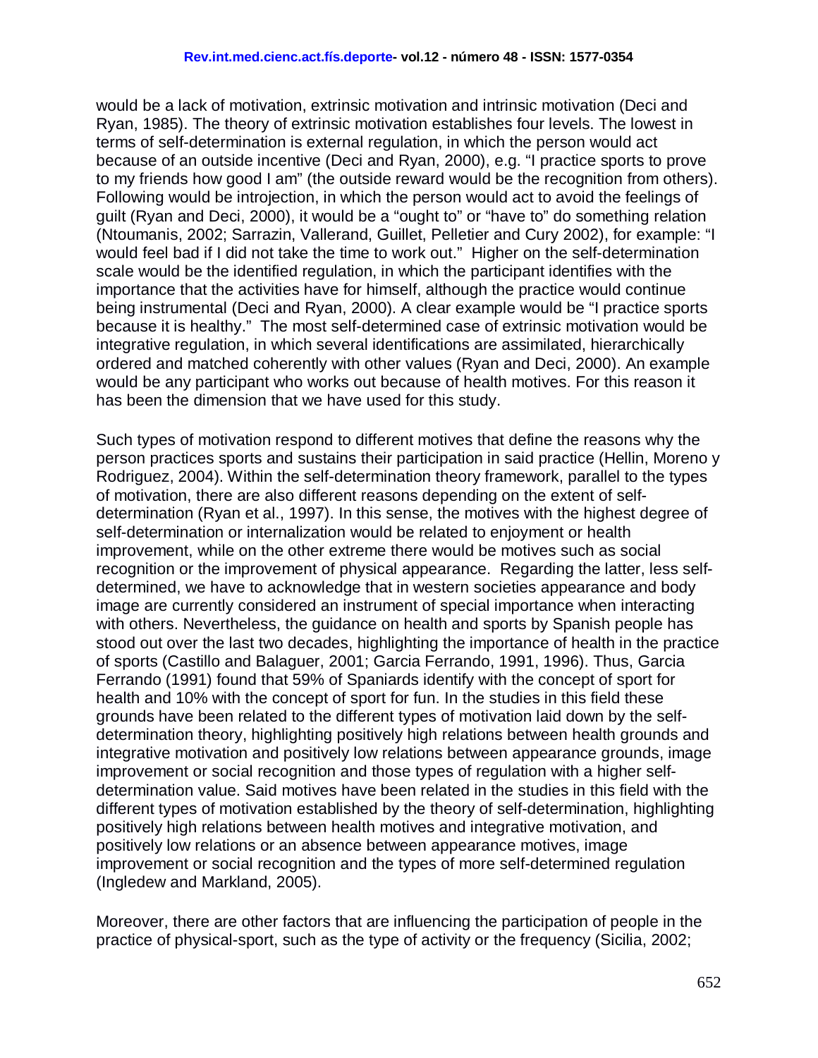would be a lack of motivation, extrinsic motivation and intrinsic motivation (Deci and Ryan, 1985). The theory of extrinsic motivation establishes four levels. The lowest in terms of self-determination is external regulation, in which the person would act because of an outside incentive (Deci and Ryan, 2000), e.g. "I practice sports to prove to my friends how good I am" (the outside reward would be the recognition from others). Following would be introjection, in which the person would act to avoid the feelings of guilt (Ryan and Deci, 2000), it would be a "ought to" or "have to" do something relation (Ntoumanis, 2002; Sarrazin, Vallerand, Guillet, Pelletier and Cury 2002), for example: "I would feel bad if I did not take the time to work out." Higher on the self-determination scale would be the identified regulation, in which the participant identifies with the importance that the activities have for himself, although the practice would continue being instrumental (Deci and Ryan, 2000). A clear example would be "I practice sports because it is healthy." The most self-determined case of extrinsic motivation would be integrative regulation, in which several identifications are assimilated, hierarchically ordered and matched coherently with other values (Ryan and Deci, 2000). An example would be any participant who works out because of health motives. For this reason it has been the dimension that we have used for this study.

Such types of motivation respond to different motives that define the reasons why the person practices sports and sustains their participation in said practice (Hellin, Moreno y Rodriguez, 2004). Within the self-determination theory framework, parallel to the types of motivation, there are also different reasons depending on the extent of self-determination (Ryan et al., 1997). In this sense, the motives with the highest degree of self-determination or internalization would be related to enjoyment or health improvement, while on the other extreme there would be motives such as social recognition or the improvement of physical appearance. Regarding the latter, less self-determined, we have to acknowledge that in western societies appearance and body image are currently considered an instrument of special importance when interacting with others. Nevertheless, the guidance on health and sports by Spanish people has stood out over the last two decades, highlighting the importance of health in the practice of sports (Castillo and Balaguer, 2001; Garcia Ferrando, 1991, 1996). Thus, Garcia Ferrando (1991) found that 59% of Spaniards identify with the concept of sport for health and 10% with the concept of sport for fun. In the studies in this field these grounds have been related to the different types of motivation laid down by the self-determination theory, highlighting positively high relations between health grounds and integrative motivation and positively low relations between appearance grounds, image improvement or social recognition and those types of regulation with a higher self-determination value. Said motives have been related in the studies in this field with the different types of motivation established by the theory of self-determination, highlighting positively high relations between health motives and integrative motivation, and positively low relations or an absence between appearance motives, image improvement or social recognition and the types of more self-determined regulation (Ingledew and Markland, 2005).

Moreover, there are other factors that are influencing the participation of people in the practice of physical-sport, such as the type of activity or the frequency (Sicilia, 2002;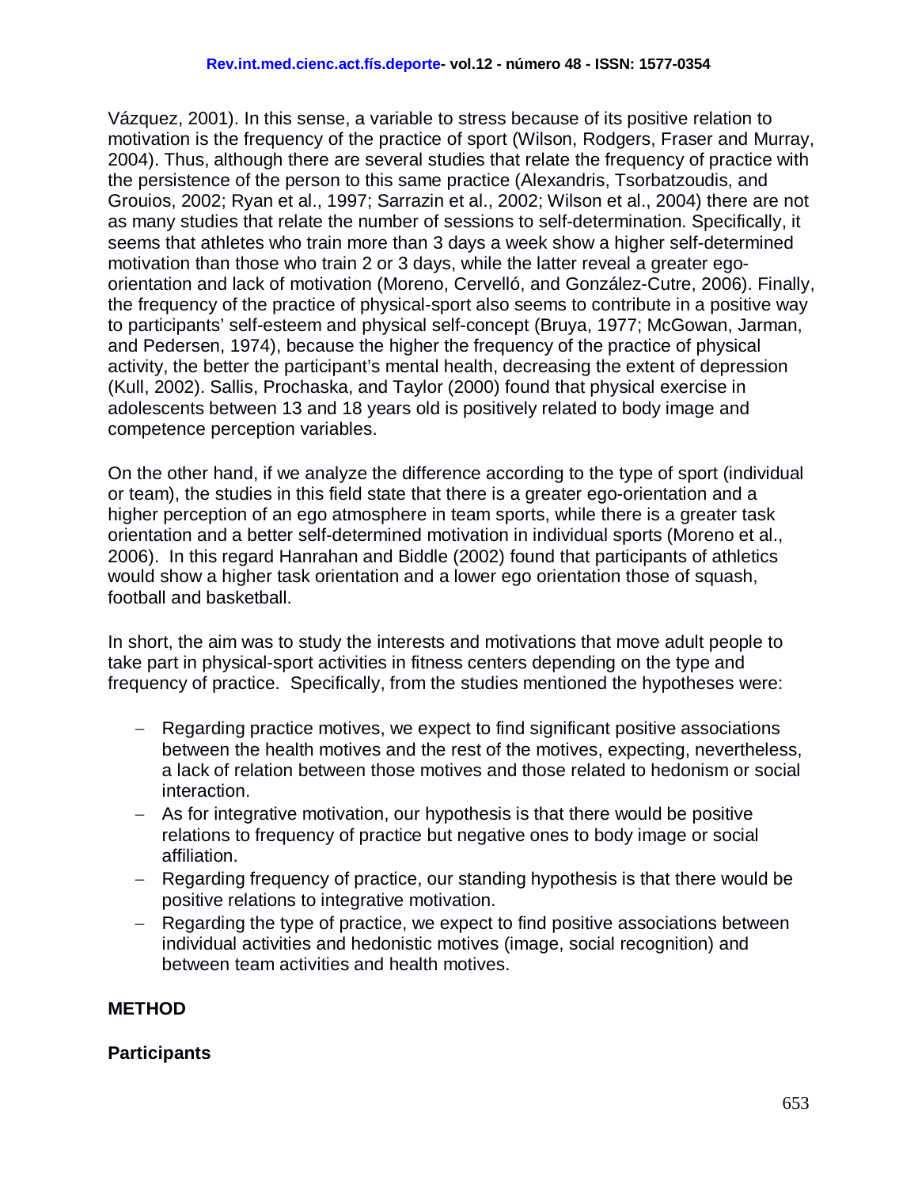Vázquez, 2001). In this sense, a variable to stress because of its positive relation to motivation is the frequency of the practice of sport (Wilson, Rodgers, Fraser and Murray, 2004). Thus, although there are several studies that relate the frequency of practice with the persistence of the person to this same practice (Alexandris, Tsorbatzoudis, and Grouios, 2002; Ryan et al., 1997; Sarrazin et al., 2002; Wilson et al., 2004) there are not as many studies that relate the number of sessions to self-determination. Specifically, it seems that athletes who train more than 3 days a week show a higher self-determined motivation than those who train 2 or 3 days, while the latter reveal a greater ego-orientation and lack of motivation (Moreno, Cervelló, and González-Cutre, 2006). Finally, the frequency of the practice of physical-sport also seems to contribute in a positive way to participants' self-esteem and physical self-concept (Bruya, 1977; McGowan, Jarman, and Pedersen, 1974), because the higher the frequency of the practice of physical activity, the better the participant's mental health, decreasing the extent of depression (Kull, 2002). Sallis, Prochaska, and Taylor (2000) found that physical exercise in adolescents between 13 and 18 years old is positively related to body image and competence perception variables.

On the other hand, if we analyze the difference according to the type of sport (individual or team), the studies in this field state that there is a greater ego-orientation and a higher perception of an ego atmosphere in team sports, while there is a greater task orientation and a better self-determined motivation in individual sports (Moreno et al., 2006). In this regard Hanrahan and Biddle (2002) found that participants of athletics would show a higher task orientation and a lower ego orientation those of squash, football and basketball.

In short, the aim was to study the interests and motivations that move adult people to take part in physical-sport activities in fitness centers depending on the type and frequency of practice. Specifically, from the studies mentioned the hypotheses were:

- Regarding practice motives, we expect to find significant positive associations between the health motives and the rest of the motives, expecting, nevertheless, a lack of relation between those motives and those related to hedonism or social interaction.
- As for integrative motivation, our hypothesis is that there would be positive relations to frequency of practice but negative ones to body image or social affiliation.
- Regarding frequency of practice, our standing hypothesis is that there would be positive relations to integrative motivation.
- Regarding the type of practice, we expect to find positive associations between individual activities and hedonistic motives (image, social recognition) and between team activities and health motives.

## METHOD

### Participants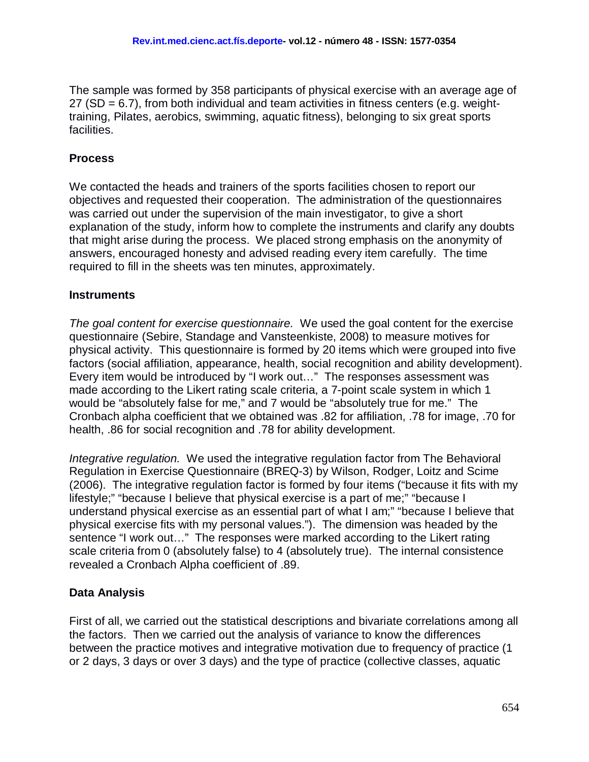The sample was formed by 358 participants of physical exercise with an average age of 27 (SD = 6.7), from both individual and team activities in fitness centers (e.g. weight-training, Pilates, aerobics, swimming, aquatic fitness), belonging to six great sports facilities.

## Process

We contacted the heads and trainers of the sports facilities chosen to report our objectives and requested their cooperation. The administration of the questionnaires was carried out under the supervision of the main investigator, to give a short explanation of the study, inform how to complete the instruments and clarify any doubts that might arise during the process. We placed strong emphasis on the anonymity of answers, encouraged honesty and advised reading every item carefully. The time required to fill in the sheets was ten minutes, approximately.

## Instruments

*The goal content for exercise questionnaire.* We used the goal content for the exercise questionnaire (Sebire, Standage and Vansteenkiste, 2008) to measure motives for physical activity. This questionnaire is formed by 20 items which were grouped into five factors (social affiliation, appearance, health, social recognition and ability development). Every item would be introduced by "I work out…" The responses assessment was made according to the Likert rating scale criteria, a 7-point scale system in which 1 would be "absolutely false for me," and 7 would be "absolutely true for me." The Cronbach alpha coefficient that we obtained was .82 for affiliation, .78 for image, .70 for health, .86 for social recognition and .78 for ability development.

*Integrative regulation.* We used the integrative regulation factor from The Behavioral Regulation in Exercise Questionnaire (BREQ-3) by Wilson, Rodger, Loitz and Scime (2006). The integrative regulation factor is formed by four items ("because it fits with my lifestyle;" "because I believe that physical exercise is a part of me;" "because I understand physical exercise as an essential part of what I am;" "because I believe that physical exercise fits with my personal values."). The dimension was headed by the sentence "I work out…" The responses were marked according to the Likert rating scale criteria from 0 (absolutely false) to 4 (absolutely true). The internal consistence revealed a Cronbach Alpha coefficient of .89.

## Data Analysis

First of all, we carried out the statistical descriptions and bivariate correlations among all the factors. Then we carried out the analysis of variance to know the differences between the practice motives and integrative motivation due to frequency of practice (1 or 2 days, 3 days or over 3 days) and the type of practice (collective classes, aquatic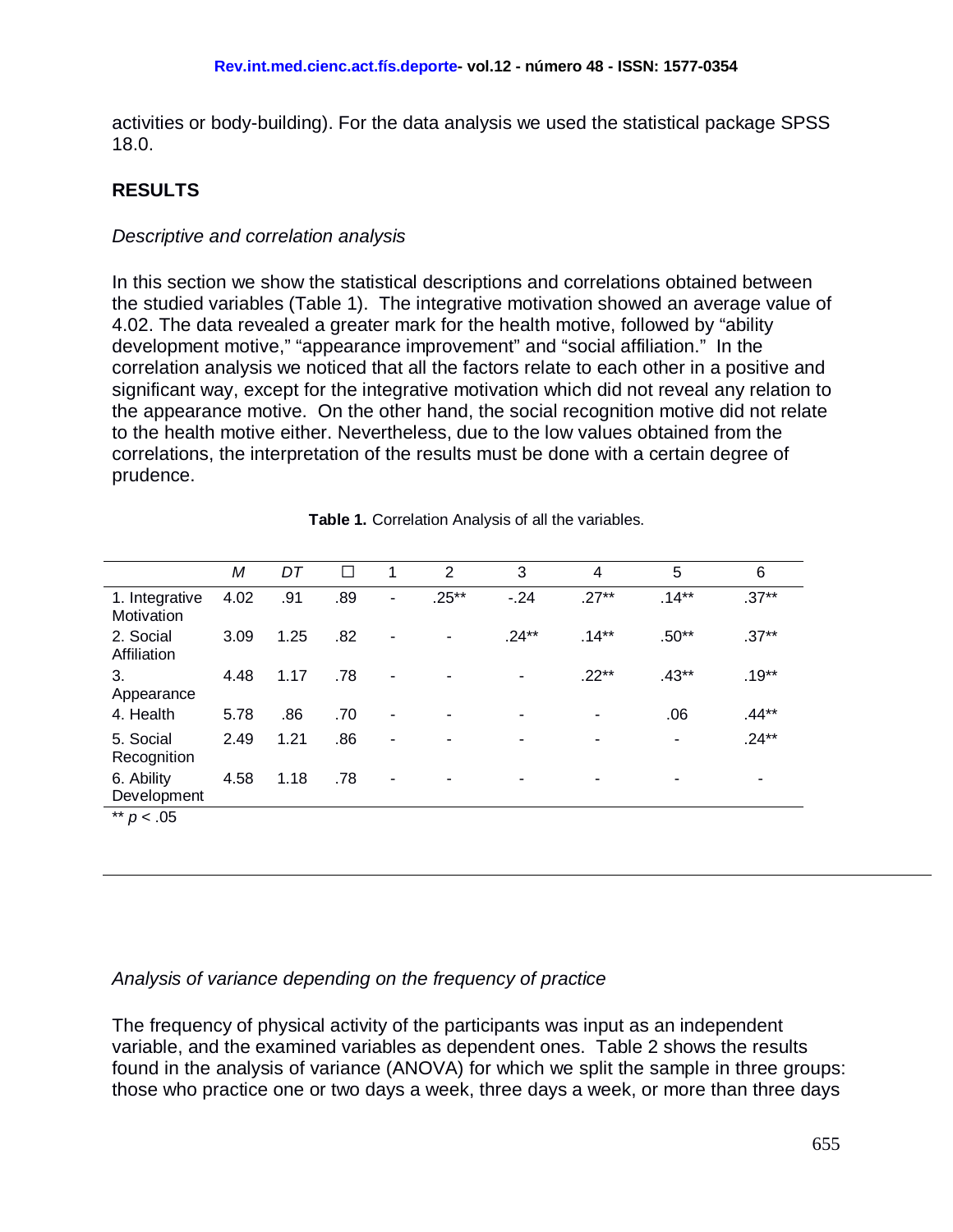activities or body-building). For the data analysis we used the statistical package SPSS 18.0.

## RESULTS

*Descriptive and correlation analysis*

In this section we show the statistical descriptions and correlations obtained between the studied variables (Table 1). The integrative motivation showed an average value of 4.02. The data revealed a greater mark for the health motive, followed by "ability development motive," "appearance improvement" and "social affiliation." In the correlation analysis we noticed that all the factors relate to each other in a positive and significant way, except for the integrative motivation which did not reveal any relation to the appearance motive. On the other hand, the social recognition motive did not relate to the health motive either. Nevertheless, due to the low values obtained from the correlations, the interpretation of the results must be done with a certain degree of prudence.

**Table 1.** Correlation Analysis of all the variables.

| | *M* | *DT* | ☐ | 1 | 2 | 3 | 4 | 5 | 6 |
|---|---|---|---|---|---|---|---|---|---|
| 1. Integrative Motivation | 4.02 | .91 | .89 | - | .25** | -.24 | .27** | .14** | .37** |
| 2. Social Affiliation | 3.09 | 1.25 | .82 | - | - | .24** | .14** | .50** | .37** |
| 3. Appearance | 4.48 | 1.17 | .78 | - | - | - | .22** | .43** | .19** |
| 4. Health | 5.78 | .86 | .70 | - | - | - | - | .06 | .44** |
| 5. Social Recognition | 2.49 | 1.21 | .86 | - | - | - | - | - | .24** |
| 6. Ability Development | 4.58 | 1.18 | .78 | - | - | - | - | - | - |

** $p < .05$

*Analysis of variance depending on the frequency of practice*

The frequency of physical activity of the participants was input as an independent variable, and the examined variables as dependent ones. Table 2 shows the results found in the analysis of variance (ANOVA) for which we split the sample in three groups: those who practice one or two days a week, three days a week, or more than three days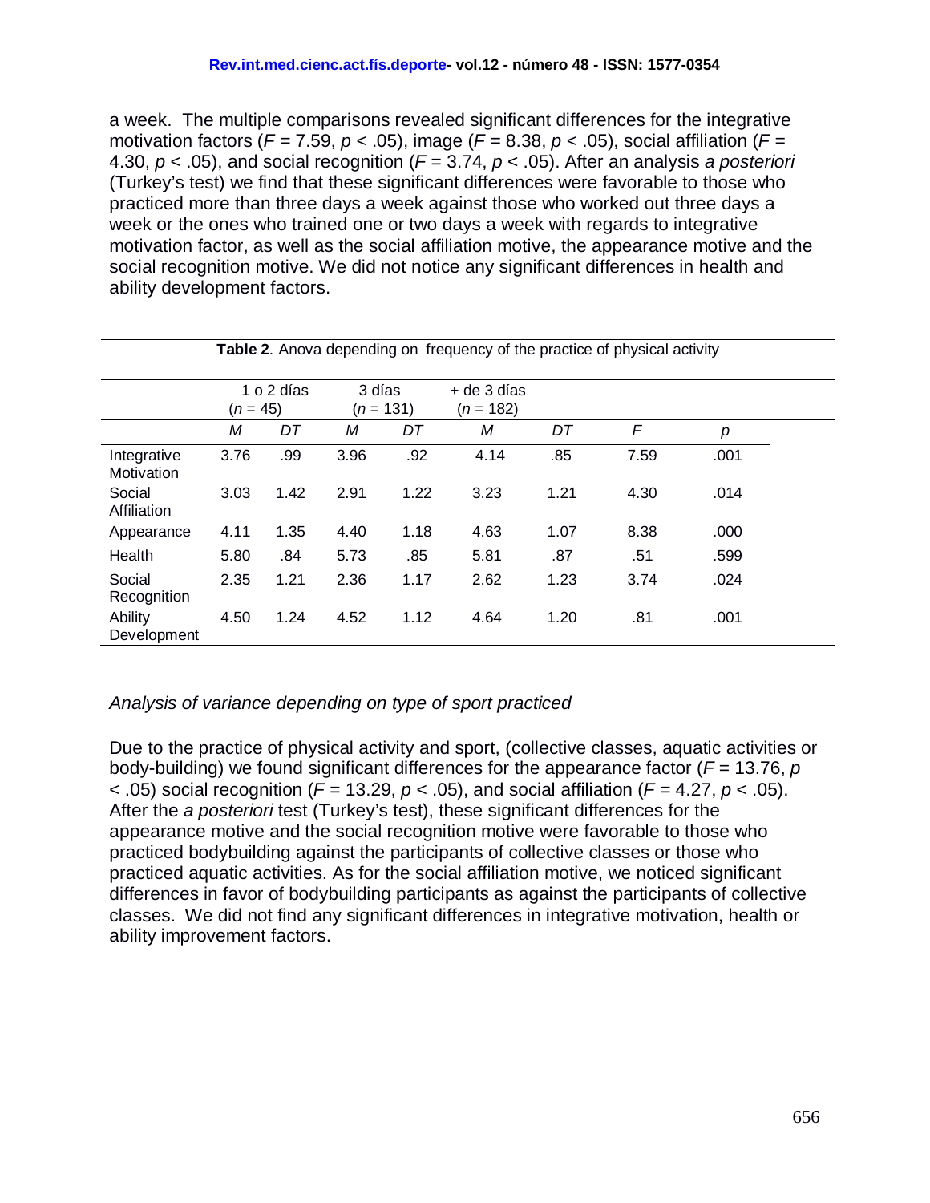a week. The multiple comparisons revealed significant differences for the integrative motivation factors ($F$ = 7.59, $p$ < .05), image ($F$ = 8.38, $p$ < .05), social affiliation ($F$ = 4.30, $p$ < .05), and social recognition ($F$ = 3.74, $p$ < .05). After an analysis *a posteriori* (Turkey's test) we find that these significant differences were favorable to those who practiced more than three days a week against those who worked out three days a week or the ones who trained one or two days a week with regards to integrative motivation factor, as well as the social affiliation motive, the appearance motive and the social recognition motive. We did not notice any significant differences in health and ability development factors.

**Table 2**. Anova depending on frequency of the practice of physical activity

| | 1 o 2 días ($n$ = 45) | | 3 días ($n$ = 131) | | + de 3 días ($n$ = 182) | | | |
|---|---|---|---|---|---|---|---|---|
| | *M* | *DT* | *M* | *DT* | *M* | *DT* | *F* | *p* |
| Integrative Motivation | 3.76 | .99 | 3.96 | .92 | 4.14 | .85 | 7.59 | .001 |
| Social Affiliation | 3.03 | 1.42 | 2.91 | 1.22 | 3.23 | 1.21 | 4.30 | .014 |
| Appearance | 4.11 | 1.35 | 4.40 | 1.18 | 4.63 | 1.07 | 8.38 | .000 |
| Health | 5.80 | .84 | 5.73 | .85 | 5.81 | .87 | .51 | .599 |
| Social Recognition | 2.35 | 1.21 | 2.36 | 1.17 | 2.62 | 1.23 | 3.74 | .024 |
| Ability Development | 4.50 | 1.24 | 4.52 | 1.12 | 4.64 | 1.20 | .81 | .001 |

*Analysis of variance depending on type of sport practiced*

Due to the practice of physical activity and sport, (collective classes, aquatic activities or body-building) we found significant differences for the appearance factor ($F$ = 13.76, $p$ < .05) social recognition ($F$ = 13.29, $p$ < .05), and social affiliation ($F$ = 4.27, $p$ < .05). After the *a posteriori* test (Turkey's test), these significant differences for the appearance motive and the social recognition motive were favorable to those who practiced bodybuilding against the participants of collective classes or those who practiced aquatic activities. As for the social affiliation motive, we noticed significant differences in favor of bodybuilding participants as against the participants of collective classes. We did not find any significant differences in integrative motivation, health or ability improvement factors.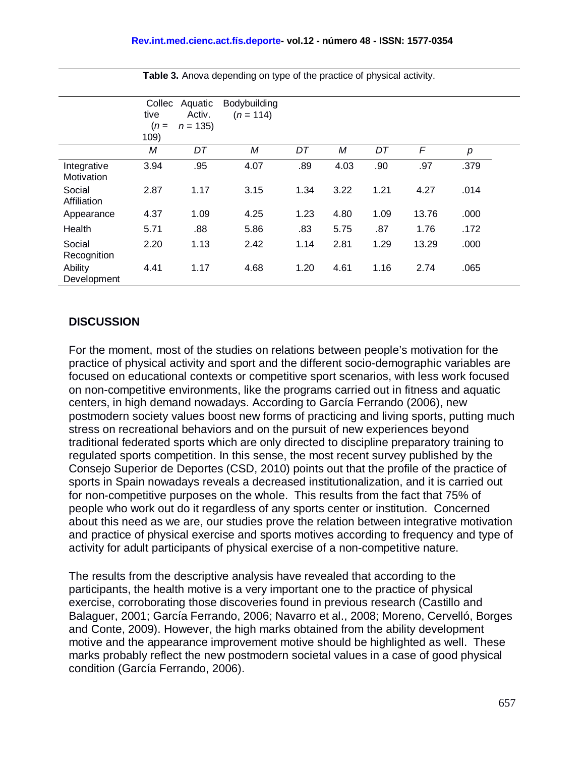**Table 3.** Anova depending on type of the practice of physical activity.

| | Collective ($n$ = 109) | | Aquatic Activ. $n$ = 135) | | Bodybuilding ($n$ = 114) | | | |
|---|---|---|---|---|---|---|---|---|
| | *M* | *DT* | *M* | *DT* | *M* | *DT* | *F* | *p* |
| Integrative Motivation | 3.94 | .95 | 4.07 | .89 | 4.03 | .90 | .97 | .379 |
| Social Affiliation | 2.87 | 1.17 | 3.15 | 1.34 | 3.22 | 1.21 | 4.27 | .014 |
| Appearance | 4.37 | 1.09 | 4.25 | 1.23 | 4.80 | 1.09 | 13.76 | .000 |
| Health | 5.71 | .88 | 5.86 | .83 | 5.75 | .87 | 1.76 | .172 |
| Social Recognition | 2.20 | 1.13 | 2.42 | 1.14 | 2.81 | 1.29 | 13.29 | .000 |
| Ability Development | 4.41 | 1.17 | 4.68 | 1.20 | 4.61 | 1.16 | 2.74 | .065 |

## DISCUSSION

For the moment, most of the studies on relations between people's motivation for the practice of physical activity and sport and the different socio-demographic variables are focused on educational contexts or competitive sport scenarios, with less work focused on non-competitive environments, like the programs carried out in fitness and aquatic centers, in high demand nowadays. According to García Ferrando (2006), new postmodern society values boost new forms of practicing and living sports, putting much stress on recreational behaviors and on the pursuit of new experiences beyond traditional federated sports which are only directed to discipline preparatory training to regulated sports competition. In this sense, the most recent survey published by the Consejo Superior de Deportes (CSD, 2010) points out that the profile of the practice of sports in Spain nowadays reveals a decreased institutionalization, and it is carried out for non-competitive purposes on the whole. This results from the fact that 75% of people who work out do it regardless of any sports center or institution. Concerned about this need as we are, our studies prove the relation between integrative motivation and practice of physical exercise and sports motives according to frequency and type of activity for adult participants of physical exercise of a non-competitive nature.

The results from the descriptive analysis have revealed that according to the participants, the health motive is a very important one to the practice of physical exercise, corroborating those discoveries found in previous research (Castillo and Balaguer, 2001; García Ferrando, 2006; Navarro et al., 2008; Moreno, Cervelló, Borges and Conte, 2009). However, the high marks obtained from the ability development motive and the appearance improvement motive should be highlighted as well. These marks probably reflect the new postmodern societal values in a case of good physical condition (García Ferrando, 2006).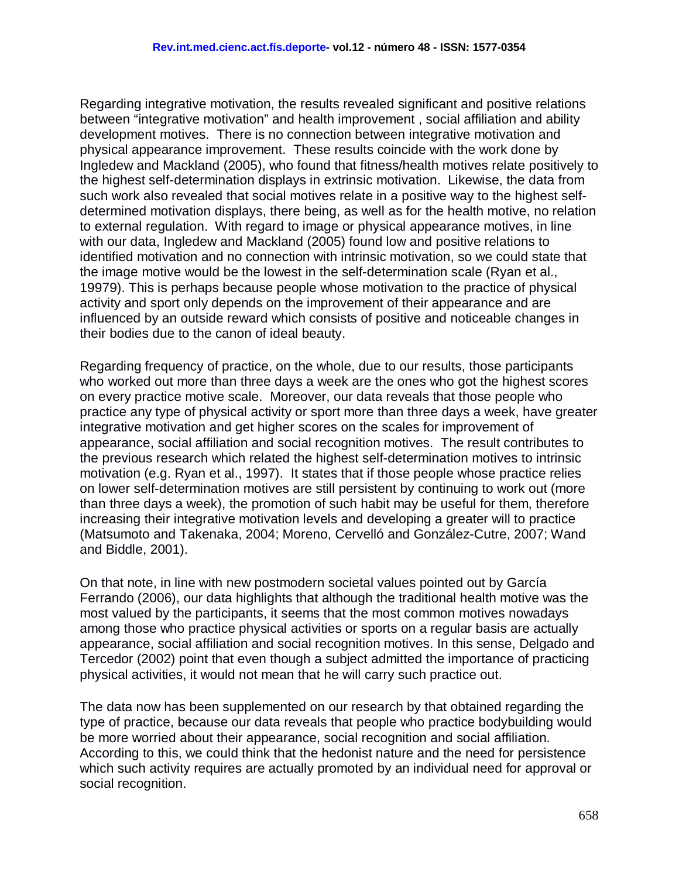Regarding integrative motivation, the results revealed significant and positive relations between “integrative motivation” and health improvement , social affiliation and ability development motives. There is no connection between integrative motivation and physical appearance improvement. These results coincide with the work done by Ingledew and Mackland (2005), who found that fitness/health motives relate positively to the highest self-determination displays in extrinsic motivation. Likewise, the data from such work also revealed that social motives relate in a positive way to the highest self-determined motivation displays, there being, as well as for the health motive, no relation to external regulation. With regard to image or physical appearance motives, in line with our data, Ingledew and Mackland (2005) found low and positive relations to identified motivation and no connection with intrinsic motivation, so we could state that the image motive would be the lowest in the self-determination scale (Ryan et al., 19979). This is perhaps because people whose motivation to the practice of physical activity and sport only depends on the improvement of their appearance and are influenced by an outside reward which consists of positive and noticeable changes in their bodies due to the canon of ideal beauty.

Regarding frequency of practice, on the whole, due to our results, those participants who worked out more than three days a week are the ones who got the highest scores on every practice motive scale. Moreover, our data reveals that those people who practice any type of physical activity or sport more than three days a week, have greater integrative motivation and get higher scores on the scales for improvement of appearance, social affiliation and social recognition motives. The result contributes to the previous research which related the highest self-determination motives to intrinsic motivation (e.g. Ryan et al., 1997). It states that if those people whose practice relies on lower self-determination motives are still persistent by continuing to work out (more than three days a week), the promotion of such habit may be useful for them, therefore increasing their integrative motivation levels and developing a greater will to practice (Matsumoto and Takenaka, 2004; Moreno, Cervelló and González-Cutre, 2007; Wand and Biddle, 2001).

On that note, in line with new postmodern societal values pointed out by García Ferrando (2006), our data highlights that although the traditional health motive was the most valued by the participants, it seems that the most common motives nowadays among those who practice physical activities or sports on a regular basis are actually appearance, social affiliation and social recognition motives. In this sense, Delgado and Tercedor (2002) point that even though a subject admitted the importance of practicing physical activities, it would not mean that he will carry such practice out.

The data now has been supplemented on our research by that obtained regarding the type of practice, because our data reveals that people who practice bodybuilding would be more worried about their appearance, social recognition and social affiliation. According to this, we could think that the hedonist nature and the need for persistence which such activity requires are actually promoted by an individual need for approval or social recognition.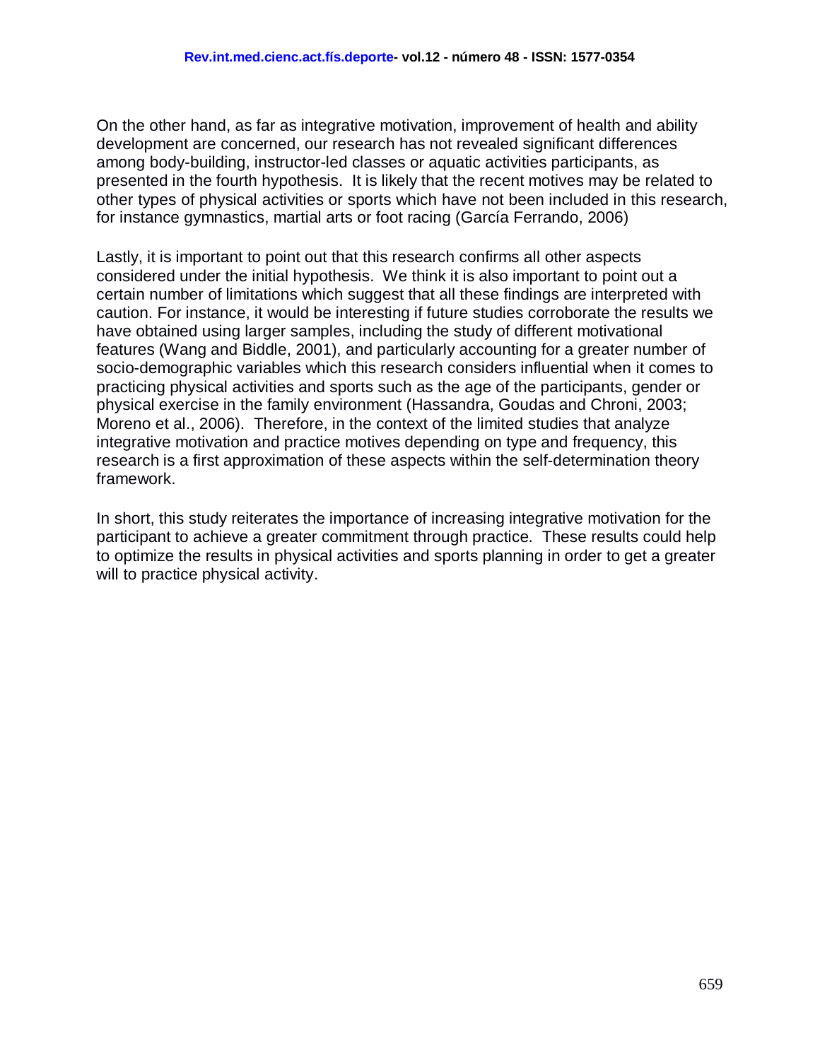On the other hand, as far as integrative motivation, improvement of health and ability development are concerned, our research has not revealed significant differences among body-building, instructor-led classes or aquatic activities participants, as presented in the fourth hypothesis. It is likely that the recent motives may be related to other types of physical activities or sports which have not been included in this research, for instance gymnastics, martial arts or foot racing (García Ferrando, 2006)

Lastly, it is important to point out that this research confirms all other aspects considered under the initial hypothesis. We think it is also important to point out a certain number of limitations which suggest that all these findings are interpreted with caution. For instance, it would be interesting if future studies corroborate the results we have obtained using larger samples, including the study of different motivational features (Wang and Biddle, 2001), and particularly accounting for a greater number of socio-demographic variables which this research considers influential when it comes to practicing physical activities and sports such as the age of the participants, gender or physical exercise in the family environment (Hassandra, Goudas and Chroni, 2003; Moreno et al., 2006). Therefore, in the context of the limited studies that analyze integrative motivation and practice motives depending on type and frequency, this research is a first approximation of these aspects within the self-determination theory framework.

In short, this study reiterates the importance of increasing integrative motivation for the participant to achieve a greater commitment through practice. These results could help to optimize the results in physical activities and sports planning in order to get a greater will to practice physical activity.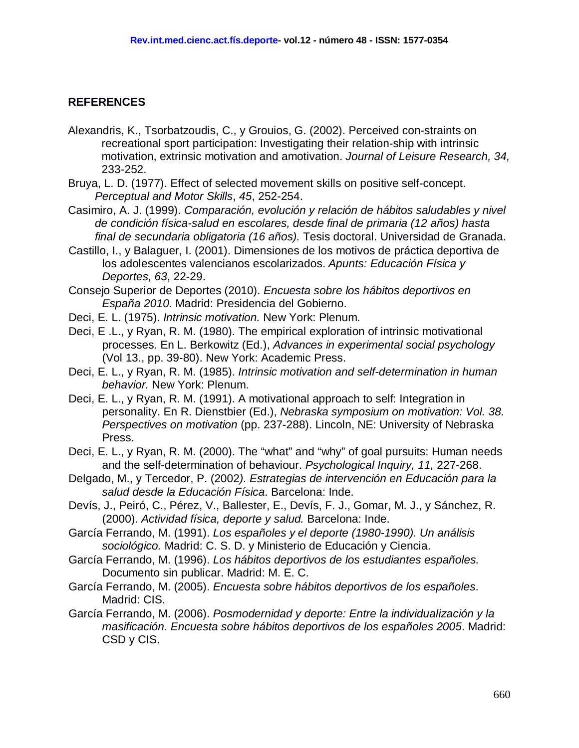## REFERENCES

Alexandris, K., Tsorbatzoudis, C., y Grouios, G. (2002). Perceived con-straints on recreational sport participation: Investigating their relation-ship with intrinsic motivation, extrinsic motivation and amotivation. *Journal of Leisure Research, 34,* 233-252.

Bruya, L. D. (1977). Effect of selected movement skills on positive self-concept. *Perceptual and Motor Skills*, *45*, 252-254.

Casimiro, A. J. (1999). *Comparación, evolución y relación de hábitos saludables y nivel de condición física-salud en escolares, desde final de primaria (12 años) hasta final de secundaria obligatoria (16 años).* Tesis doctoral. Universidad de Granada.

Castillo, I., y Balaguer, I. (2001). Dimensiones de los motivos de práctica deportiva de los adolescentes valencianos escolarizados. *Apunts: Educación Física y Deportes, 63*, 22-29.

Consejo Superior de Deportes (2010). *Encuesta sobre los hábitos deportivos en España 2010.* Madrid: Presidencia del Gobierno.

Deci, E. L. (1975). *Intrinsic motivation.* New York: Plenum.

Deci, E .L., y Ryan, R. M. (1980). The empirical exploration of intrinsic motivational processes. En L. Berkowitz (Ed.), *Advances in experimental social psychology* (Vol 13., pp. 39-80). New York: Academic Press.

Deci, E. L., y Ryan, R. M. (1985). *Intrinsic motivation and self-determination in human behavior.* New York: Plenum.

Deci, E. L., y Ryan, R. M. (1991). A motivational approach to self: Integration in personality. En R. Dienstbier (Ed.), *Nebraska symposium on motivation: Vol. 38. Perspectives on motivation* (pp. 237-288). Lincoln, NE: University of Nebraska Press.

Deci, E. L., y Ryan, R. M. (2000). The “what” and “why” of goal pursuits: Human needs and the self-determination of behaviour. *Psychological Inquiry, 11,* 227-268.

Delgado, M., y Tercedor, P. (2002*). Estrategias de intervención en Educación para la salud desde la Educación Física*. Barcelona: Inde.

Devís, J., Peiró, C., Pérez, V., Ballester, E., Devís, F. J., Gomar, M. J., y Sánchez, R. (2000). *Actividad física, deporte y salud.* Barcelona: Inde.

García Ferrando, M. (1991). *Los españoles y el deporte (1980-1990). Un análisis sociológico.* Madrid: C. S. D. y Ministerio de Educación y Ciencia.

García Ferrando, M. (1996). *Los hábitos deportivos de los estudiantes españoles.* Documento sin publicar. Madrid: M. E. C.

García Ferrando, M. (2005). *Encuesta sobre hábitos deportivos de los españoles*. Madrid: CIS.

García Ferrando, M. (2006). *Posmodernidad y deporte: Entre la individualización y la masificación. Encuesta sobre hábitos deportivos de los españoles 2005*. Madrid: CSD y CIS.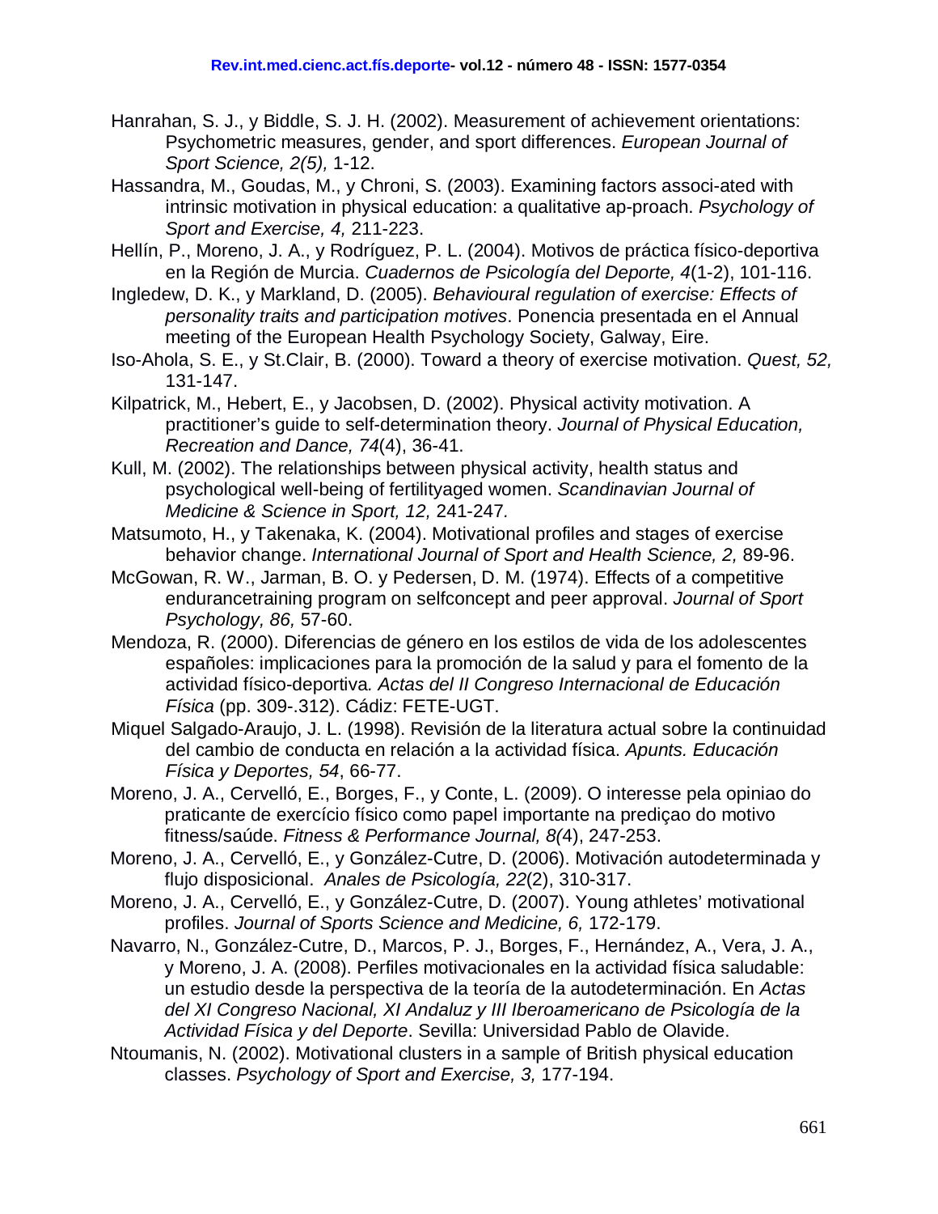Hanrahan, S. J., y Biddle, S. J. H. (2002). Measurement of achievement orientations: Psychometric measures, gender, and sport differences. *European Journal of Sport Science, 2(5),* 1-12.

Hassandra, M., Goudas, M., y Chroni, S. (2003). Examining factors associ-ated with intrinsic motivation in physical education: a qualitative ap-proach. *Psychology of Sport and Exercise, 4,* 211-223.

Hellín, P., Moreno, J. A., y Rodríguez, P. L. (2004). Motivos de práctica físico-deportiva en la Región de Murcia. *Cuadernos de Psicología del Deporte, 4*(1-2), 101-116.

Ingledew, D. K., y Markland, D. (2005). *Behavioural regulation of exercise: Effects of personality traits and participation motives*. Ponencia presentada en el Annual meeting of the European Health Psychology Society, Galway, Eire.

Iso-Ahola, S. E., y St.Clair, B. (2000). Toward a theory of exercise motivation. *Quest, 52,* 131-147.

Kilpatrick, M., Hebert, E., y Jacobsen, D. (2002). Physical activity motivation. A practitioner's guide to self-determination theory. *Journal of Physical Education, Recreation and Dance, 74*(4), 36-41.

Kull, M. (2002). The relationships between physical activity, health status and psychological well-being of fertilityaged women. *Scandinavian Journal of Medicine & Science in Sport, 12,* 241-247*.*

Matsumoto, H., y Takenaka, K. (2004). Motivational profiles and stages of exercise behavior change. *International Journal of Sport and Health Science, 2,* 89-96.

McGowan, R. W., Jarman, B. O. y Pedersen, D. M. (1974). Effects of a competitive endurancetraining program on selfconcept and peer approval. *Journal of Sport Psychology, 86,* 57-60.

Mendoza, R. (2000). Diferencias de género en los estilos de vida de los adolescentes españoles: implicaciones para la promoción de la salud y para el fomento de la actividad físico-deportiva*. Actas del II Congreso Internacional de Educación Física* (pp. 309-.312). Cádiz: FETE-UGT.

Miquel Salgado-Araujo, J. L. (1998). Revisión de la literatura actual sobre la continuidad del cambio de conducta en relación a la actividad física. *Apunts. Educación Física y Deportes, 54*, 66-77.

Moreno, J. A., Cervelló, E., Borges, F., y Conte, L. (2009). O interesse pela opiniao do praticante de exercício físico como papel importante na prediçao do motivo fitness/saúde. *Fitness & Performance Journal, 8(*4), 247-253.

Moreno, J. A., Cervelló, E., y González-Cutre, D. (2006). Motivación autodeterminada y flujo disposicional. *Anales de Psicología, 22*(2), 310-317.

Moreno, J. A., Cervelló, E., y González-Cutre, D. (2007). Young athletes' motivational profiles. *Journal of Sports Science and Medicine, 6,* 172-179.

Navarro, N., González-Cutre, D., Marcos, P. J., Borges, F., Hernández, A., Vera, J. A., y Moreno, J. A. (2008). Perfiles motivacionales en la actividad física saludable: un estudio desde la perspectiva de la teoría de la autodeterminación. En *Actas del XI Congreso Nacional, XI Andaluz y III Iberoamericano de Psicología de la Actividad Física y del Deporte*. Sevilla: Universidad Pablo de Olavide.

Ntoumanis, N. (2002). Motivational clusters in a sample of British physical education classes. *Psychology of Sport and Exercise, 3,* 177-194.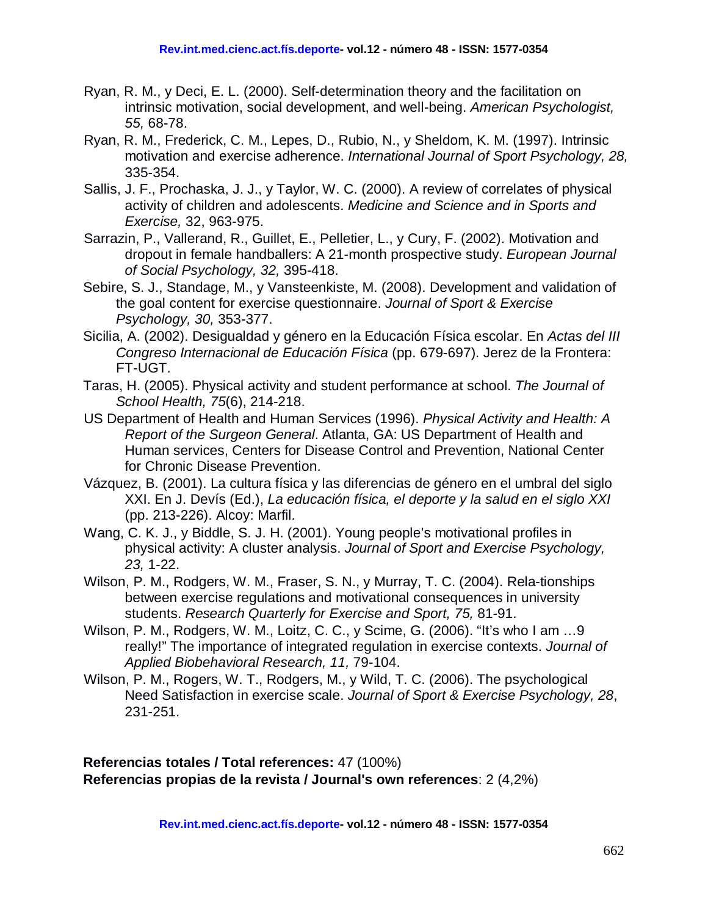Ryan, R. M., y Deci, E. L. (2000). Self-determination theory and the facilitation on intrinsic motivation, social development, and well-being. *American Psychologist, 55,* 68-78.

Ryan, R. M., Frederick, C. M., Lepes, D., Rubio, N., y Sheldom, K. M. (1997). Intrinsic motivation and exercise adherence. *International Journal of Sport Psychology, 28,* 335-354.

Sallis, J. F., Prochaska, J. J., y Taylor, W. C. (2000). A review of correlates of physical activity of children and adolescents. *Medicine and Science and in Sports and Exercise,* 32, 963-975.

Sarrazin, P., Vallerand, R., Guillet, E., Pelletier, L., y Cury, F. (2002). Motivation and dropout in female handballers: A 21-month prospective study. *European Journal of Social Psychology, 32,* 395-418.

Sebire, S. J., Standage, M., y Vansteenkiste, M. (2008). Development and validation of the goal content for exercise questionnaire. *Journal of Sport & Exercise Psychology, 30,* 353-377.

Sicilia, A. (2002). Desigualdad y género en la Educación Física escolar. En *Actas del III Congreso Internacional de Educación Física* (pp. 679-697). Jerez de la Frontera: FT-UGT.

Taras, H. (2005). Physical activity and student performance at school. *The Journal of School Health, 75*(6), 214-218.

US Department of Health and Human Services (1996). *Physical Activity and Health: A Report of the Surgeon General*. Atlanta, GA: US Department of Health and Human services, Centers for Disease Control and Prevention, National Center for Chronic Disease Prevention.

Vázquez, B. (2001). La cultura física y las diferencias de género en el umbral del siglo XXI. En J. Devís (Ed.), *La educación física, el deporte y la salud en el siglo XXI* (pp. 213-226). Alcoy: Marfil.

Wang, C. K. J., y Biddle, S. J. H. (2001). Young people's motivational profiles in physical activity: A cluster analysis. *Journal of Sport and Exercise Psychology, 23,* 1-22.

Wilson, P. M., Rodgers, W. M., Fraser, S. N., y Murray, T. C. (2004). Rela-tionships between exercise regulations and motivational consequences in university students. *Research Quarterly for Exercise and Sport, 75,* 81-91.

Wilson, P. M., Rodgers, W. M., Loitz, C. C., y Scime, G. (2006). "It's who I am …9 really!" The importance of integrated regulation in exercise contexts. *Journal of Applied Biobehavioral Research, 11,* 79-104.

Wilson, P. M., Rogers, W. T., Rodgers, M., y Wild, T. C. (2006). The psychological Need Satisfaction in exercise scale. *Journal of Sport & Exercise Psychology, 28*, 231-251.

**Referencias totales / Total references:** 47 (100%)
**Referencias propias de la revista / Journal's own references**: 2 (4,2%)